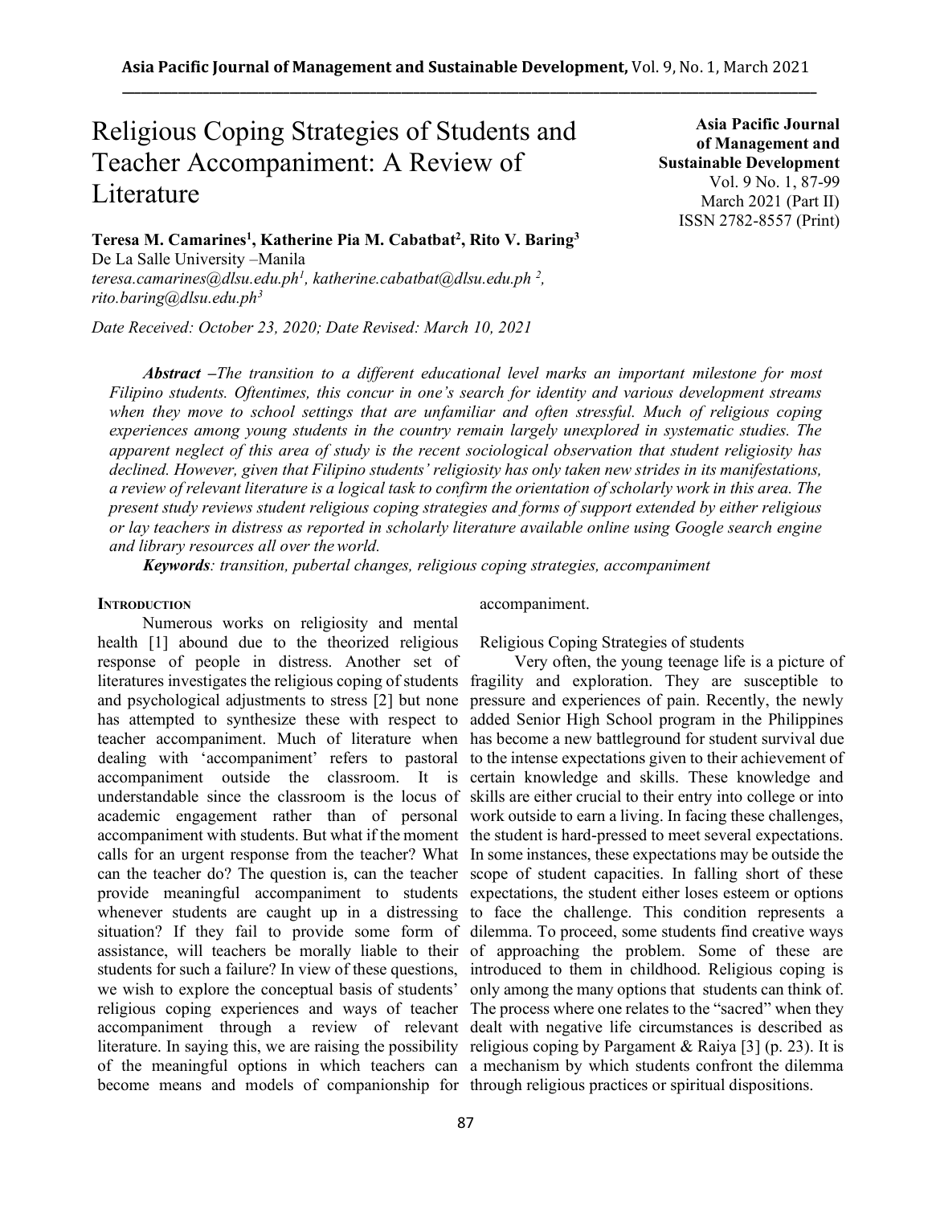# Religious Coping Strategies of Students and Teacher Accompaniment: A Review of Literature

**Asia Pacific Journal of Management and Sustainable Development**
Vol. 9 No. 1, 87-99
March 2021 (Part II)
ISSN 2782-8557 (Print)

**Teresa M. Camarines[1], Katherine Pia M. Cabatbat[2], Rito V. Baring[3]**
De La Salle University –Manila
*teresa.camarines@dlsu.edu.ph[1], katherine.cabatbat@dlsu.edu.ph [2], rito.baring@dlsu.edu.ph[3]*

*Date Received: October 23, 2020; Date Revised: March 10, 2021*

***Abstract*** *–The transition to a different educational level marks an important milestone for most Filipino students. Oftentimes, this concur in one's search for identity and various development streams when they move to school settings that are unfamiliar and often stressful. Much of religious coping experiences among young students in the country remain largely unexplored in systematic studies. The apparent neglect of this area of study is the recent sociological observation that student religiosity has declined. However, given that Filipino students' religiosity has only taken new strides in its manifestations, a review of relevant literature is a logical task to confirm the orientation of scholarly work in this area. The present study reviews student religious coping strategies and forms of support extended by either religious or lay teachers in distress as reported in scholarly literature available online using Google search engine and library resources all over the world.*

***Keywords****: transition, pubertal changes, religious coping strategies, accompaniment*

## INTRODUCTION

Numerous works on religiosity and mental health [1] abound due to the theorized religious response of people in distress. Another set of literatures investigates the religious coping of students and psychological adjustments to stress [2] but none has attempted to synthesize these with respect to teacher accompaniment. Much of literature when dealing with 'accompaniment' refers to pastoral accompaniment outside the classroom. It is understandable since the classroom is the locus of academic engagement rather than of personal accompaniment with students. But what if the moment calls for an urgent response from the teacher? What can the teacher do? The question is, can the teacher provide meaningful accompaniment to students whenever students are caught up in a distressing situation? If they fail to provide some form of assistance, will teachers be morally liable to their students for such a failure? In view of these questions, we wish to explore the conceptual basis of students' religious coping experiences and ways of teacher accompaniment through a review of relevant literature. In saying this, we are raising the possibility of the meaningful options in which teachers can become means and models of companionship for accompaniment.

### Religious Coping Strategies of students

Very often, the young teenage life is a picture of fragility and exploration. They are susceptible to pressure and experiences of pain. Recently, the newly added Senior High School program in the Philippines has become a new battleground for student survival due to the intense expectations given to their achievement of certain knowledge and skills. These knowledge and skills are either crucial to their entry into college or into work outside to earn a living. In facing these challenges, the student is hard-pressed to meet several expectations. In some instances, these expectations may be outside the scope of student capacities. In falling short of these expectations, the student either loses esteem or options to face the challenge. This condition represents a dilemma. To proceed, some students find creative ways of approaching the problem. Some of these are introduced to them in childhood. Religious coping is only among the many options that students can think of. The process where one relates to the "sacred" when they dealt with negative life circumstances is described as religious coping by Pargament & Raiya [3] (p. 23). It is a mechanism by which students confront the dilemma through religious practices or spiritual dispositions.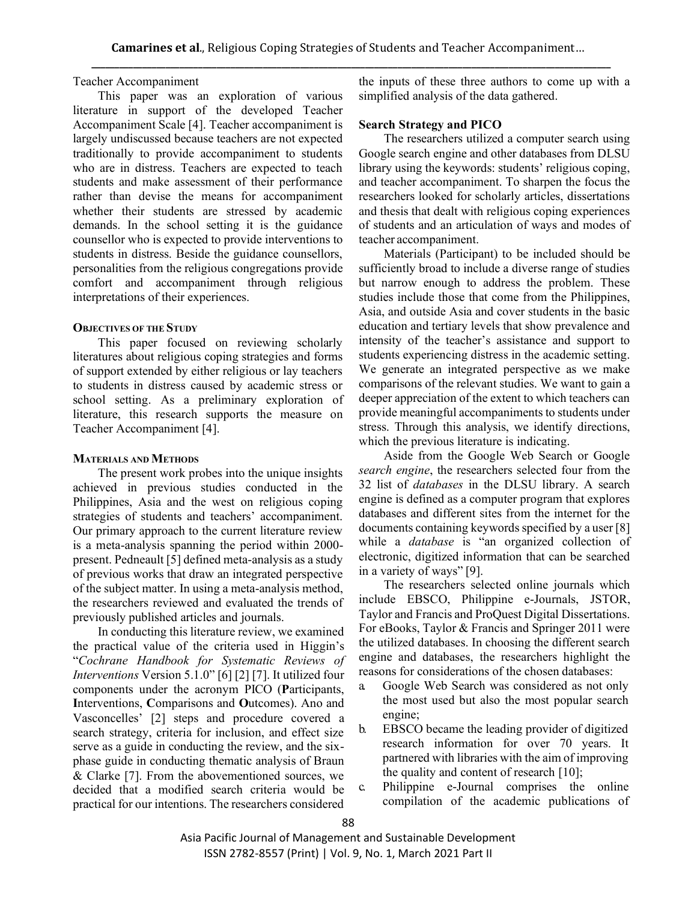Teacher Accompaniment

This paper was an exploration of various literature in support of the developed Teacher Accompaniment Scale [4]. Teacher accompaniment is largely undiscussed because teachers are not expected traditionally to provide accompaniment to students who are in distress. Teachers are expected to teach students and make assessment of their performance rather than devise the means for accompaniment whether their students are stressed by academic demands. In the school setting it is the guidance counsellor who is expected to provide interventions to students in distress. Beside the guidance counsellors, personalities from the religious congregations provide comfort and accompaniment through religious interpretations of their experiences.

## OBJECTIVES OF THE STUDY

This paper focused on reviewing scholarly literatures about religious coping strategies and forms of support extended by either religious or lay teachers to students in distress caused by academic stress or school setting. As a preliminary exploration of literature, this research supports the measure on Teacher Accompaniment [4].

## MATERIALS AND METHODS

The present work probes into the unique insights achieved in previous studies conducted in the Philippines, Asia and the west on religious coping strategies of students and teachers' accompaniment. Our primary approach to the current literature review is a meta-analysis spanning the period within 2000-present. Pedneault [5] defined meta-analysis as a study of previous works that draw an integrated perspective of the subject matter. In using a meta-analysis method, the researchers reviewed and evaluated the trends of previously published articles and journals.

In conducting this literature review, we examined the practical value of the criteria used in Higgin's "*Cochrane Handbook for Systematic Reviews of Interventions* Version 5.1.0" [6] [2] [7]. It utilized four components under the acronym PICO (**P**articipants, **I**nterventions, **C**omparisons and **O**utcomes). Ano and Vasconcelles' [2] steps and procedure covered a search strategy, criteria for inclusion, and effect size serve as a guide in conducting the review, and the six-phase guide in conducting thematic analysis of Braun & Clarke [7]. From the abovementioned sources, we decided that a modified search criteria would be practical for our intentions. The researchers considered the inputs of these three authors to come up with a simplified analysis of the data gathered.

### Search Strategy and PICO

The researchers utilized a computer search using Google search engine and other databases from DLSU library using the keywords: students' religious coping, and teacher accompaniment. To sharpen the focus the researchers looked for scholarly articles, dissertations and thesis that dealt with religious coping experiences of students and an articulation of ways and modes of teacher accompaniment.

Materials (Participant) to be included should be sufficiently broad to include a diverse range of studies but narrow enough to address the problem. These studies include those that come from the Philippines, Asia, and outside Asia and cover students in the basic education and tertiary levels that show prevalence and intensity of the teacher's assistance and support to students experiencing distress in the academic setting. We generate an integrated perspective as we make comparisons of the relevant studies. We want to gain a deeper appreciation of the extent to which teachers can provide meaningful accompaniments to students under stress. Through this analysis, we identify directions, which the previous literature is indicating.

Aside from the Google Web Search or Google *search engine*, the researchers selected four from the 32 list of *databases* in the DLSU library. A search engine is defined as a computer program that explores databases and different sites from the internet for the documents containing keywords specified by a user [8] while a *database* is "an organized collection of electronic, digitized information that can be searched in a variety of ways" [9].

The researchers selected online journals which include EBSCO, Philippine e-Journals, JSTOR, Taylor and Francis and ProQuest Digital Dissertations. For eBooks, Taylor & Francis and Springer 2011 were the utilized databases. In choosing the different search engine and databases, the researchers highlight the reasons for considerations of the chosen databases:

a. Google Web Search was considered as not only the most used but also the most popular search engine;
b. EBSCO became the leading provider of digitized research information for over 70 years. It partnered with libraries with the aim of improving the quality and content of research [10];
c. Philippine e-Journal comprises the online compilation of the academic publications of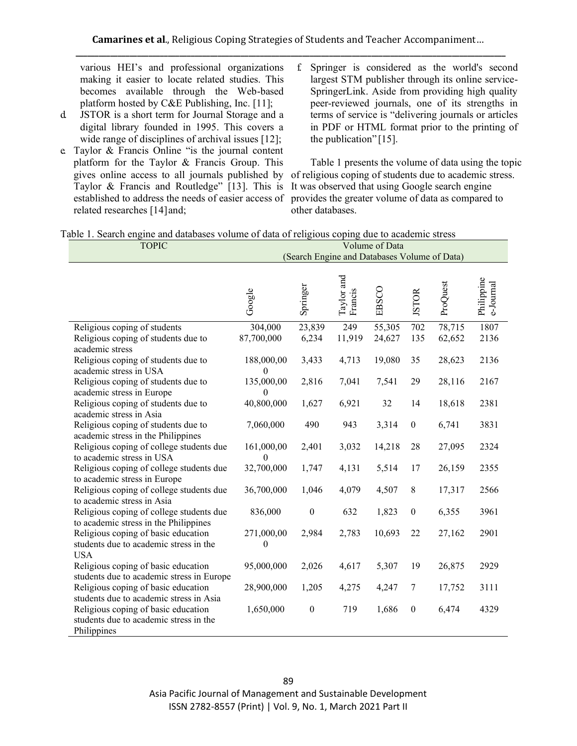various HEI's and professional organizations making it easier to locate related studies. This becomes available through the Web-based platform hosted by C&E Publishing, Inc. [11];

d. JSTOR is a short term for Journal Storage and a digital library founded in 1995. This covers a wide range of disciplines of archival issues [12];

e. Taylor & Francis Online "is the journal content platform for the Taylor & Francis Group. This gives online access to all journals published by Taylor & Francis and Routledge" [13]. This is established to address the needs of easier access of related researches [14]and;

f. Springer is considered as the world's second largest STM publisher through its online service-SpringerLink. Aside from providing high quality peer-reviewed journals, one of its strengths in terms of service is "delivering journals or articles in PDF or HTML format prior to the printing of the publication"[15].

Table 1 presents the volume of data using the topic of religious coping of students due to academic stress. It was observed that using Google search engine provides the greater volume of data as compared to other databases.

Table 1. Search engine and databases volume of data of religious coping due to academic stress

| TOPIC | Volume of Data (Search Engine and Databases Volume of Data) | | | | | | |
|---|---|---|---|---|---|---|---|
| | Google | Springer | Taylor and Francis | EBSCO | JSTOR | ProQuest | Philippine e-Journal |
| Religious coping of students | 304,000 | 23,839 | 249 | 55,305 | 702 | 78,715 | 1807 |
| Religious coping of students due to academic stress | 87,700,000 | 6,234 | 11,919 | 24,627 | 135 | 62,652 | 2136 |
| Religious coping of students due to academic stress in USA | 188,000,000 | 3,433 | 4,713 | 19,080 | 35 | 28,623 | 2136 |
| Religious coping of students due to academic stress in Europe | 135,000,000 | 2,816 | 7,041 | 7,541 | 29 | 28,116 | 2167 |
| Religious coping of students due to academic stress in Asia | 40,800,000 | 1,627 | 6,921 | 32 | 14 | 18,618 | 2381 |
| Religious coping of students due to academic stress in the Philippines | 7,060,000 | 490 | 943 | 3,314 | 0 | 6,741 | 3831 |
| Religious coping of college students due to academic stress in USA | 161,000,000 | 2,401 | 3,032 | 14,218 | 28 | 27,095 | 2324 |
| Religious coping of college students due to academic stress in Europe | 32,700,000 | 1,747 | 4,131 | 5,514 | 17 | 26,159 | 2355 |
| Religious coping of college students due to academic stress in Asia | 36,700,000 | 1,046 | 4,079 | 4,507 | 8 | 17,317 | 2566 |
| Religious coping of college students due to academic stress in the Philippines | 836,000 | 0 | 632 | 1,823 | 0 | 6,355 | 3961 |
| Religious coping of basic education students due to academic stress in the USA | 271,000,000 | 2,984 | 2,783 | 10,693 | 22 | 27,162 | 2901 |
| Religious coping of basic education students due to academic stress in Europe | 95,000,000 | 2,026 | 4,617 | 5,307 | 19 | 26,875 | 2929 |
| Religious coping of basic education students due to academic stress in Asia | 28,900,000 | 1,205 | 4,275 | 4,247 | 7 | 17,752 | 3111 |
| Religious coping of basic education students due to academic stress in the Philippines | 1,650,000 | 0 | 719 | 1,686 | 0 | 6,474 | 4329 |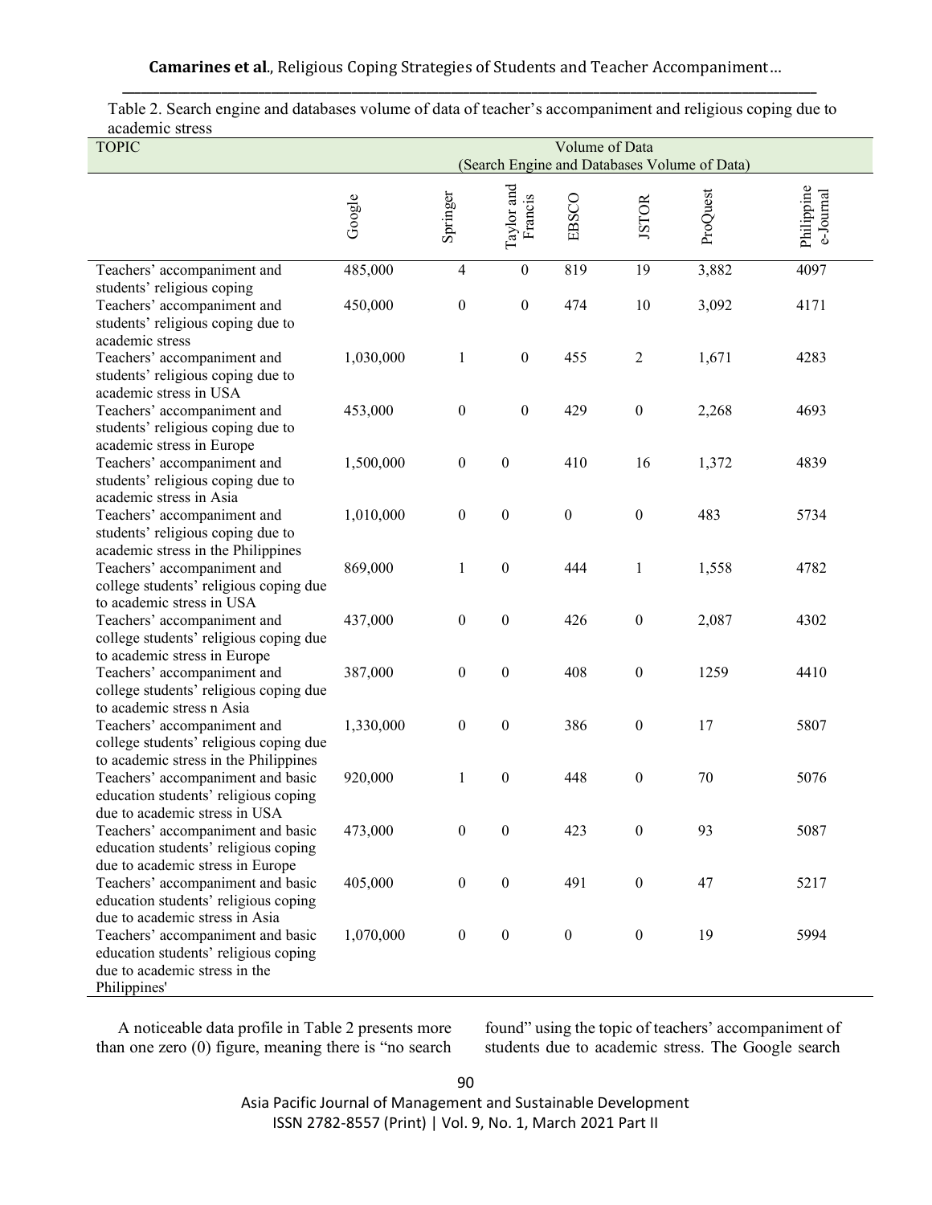Table 2. Search engine and databases volume of data of teacher's accompaniment and religious coping due to academic stress

| TOPIC | Volume of Data (Search Engine and Databases Volume of Data) | | | | | | |
|---|---|---|---|---|---|---|---|
| | Google | Springer | Taylor and Francis | EBSCO | JSTOR | ProQuest | Philippine e-Journal |
| Teachers' accompaniment and students' religious coping | 485,000 | 4 | 0 | 819 | 19 | 3,882 | 4097 |
| Teachers' accompaniment and students' religious coping due to academic stress | 450,000 | 0 | 0 | 474 | 10 | 3,092 | 4171 |
| Teachers' accompaniment and students' religious coping due to academic stress in USA | 1,030,000 | 1 | 0 | 455 | 2 | 1,671 | 4283 |
| Teachers' accompaniment and students' religious coping due to academic stress in Europe | 453,000 | 0 | 0 | 429 | 0 | 2,268 | 4693 |
| Teachers' accompaniment and students' religious coping due to academic stress in Asia | 1,500,000 | 0 | 0 | 410 | 16 | 1,372 | 4839 |
| Teachers' accompaniment and students' religious coping due to academic stress in the Philippines | 1,010,000 | 0 | 0 | 0 | 0 | 483 | 5734 |
| Teachers' accompaniment and college students' religious coping due to academic stress in USA | 869,000 | 1 | 0 | 444 | 1 | 1,558 | 4782 |
| Teachers' accompaniment and college students' religious coping due to academic stress in Europe | 437,000 | 0 | 0 | 426 | 0 | 2,087 | 4302 |
| Teachers' accompaniment and college students' religious coping due to academic stress n Asia | 387,000 | 0 | 0 | 408 | 0 | 1259 | 4410 |
| Teachers' accompaniment and college students' religious coping due to academic stress in the Philippines | 1,330,000 | 0 | 0 | 386 | 0 | 17 | 5807 |
| Teachers' accompaniment and basic education students' religious coping due to academic stress in USA | 920,000 | 1 | 0 | 448 | 0 | 70 | 5076 |
| Teachers' accompaniment and basic education students' religious coping due to academic stress in Europe | 473,000 | 0 | 0 | 423 | 0 | 93 | 5087 |
| Teachers' accompaniment and basic education students' religious coping due to academic stress in Asia | 405,000 | 0 | 0 | 491 | 0 | 47 | 5217 |
| Teachers' accompaniment and basic education students' religious coping due to academic stress in the Philippines' | 1,070,000 | 0 | 0 | 0 | 0 | 19 | 5994 |

A noticeable data profile in Table 2 presents more than one zero (0) figure, meaning there is "no search found" using the topic of teachers' accompaniment of students due to academic stress. The Google search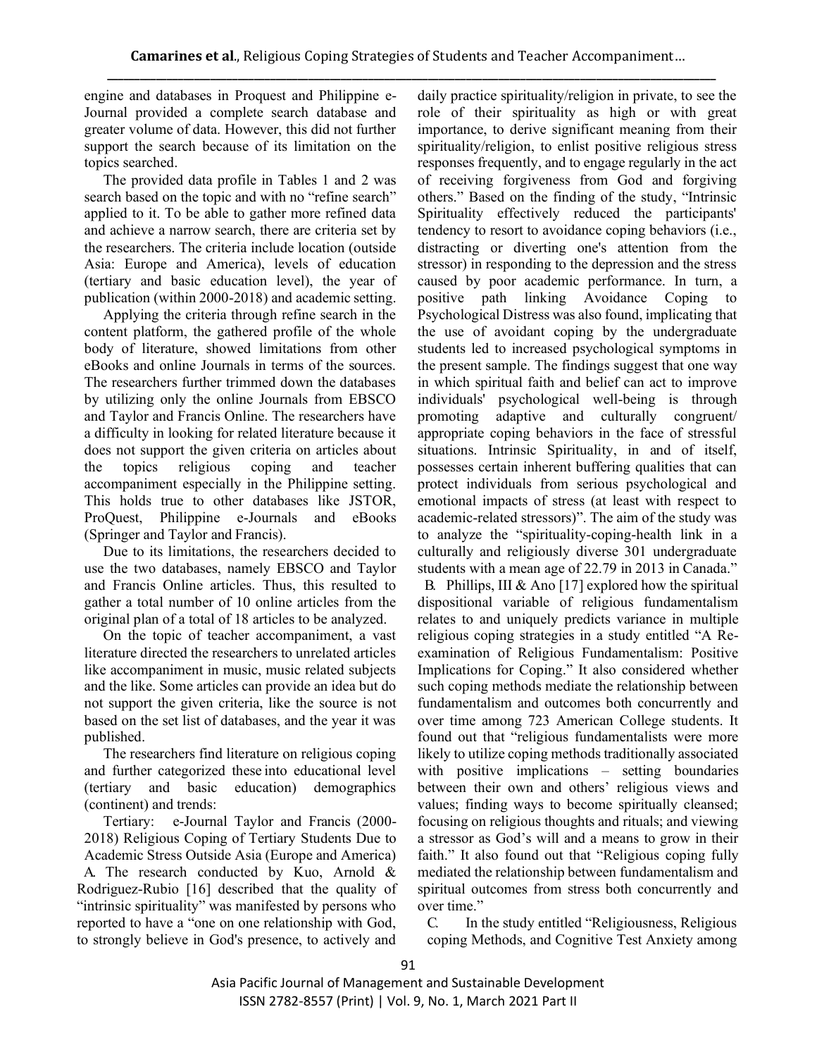engine and databases in Proquest and Philippine e-Journal provided a complete search database and greater volume of data. However, this did not further support the search because of its limitation on the topics searched.

The provided data profile in Tables 1 and 2 was search based on the topic and with no "refine search" applied to it. To be able to gather more refined data and achieve a narrow search, there are criteria set by the researchers. The criteria include location (outside Asia: Europe and America), levels of education (tertiary and basic education level), the year of publication (within 2000-2018) and academic setting.

Applying the criteria through refine search in the content platform, the gathered profile of the whole body of literature, showed limitations from other eBooks and online Journals in terms of the sources. The researchers further trimmed down the databases by utilizing only the online Journals from EBSCO and Taylor and Francis Online. The researchers have a difficulty in looking for related literature because it does not support the given criteria on articles about the topics religious coping and teacher accompaniment especially in the Philippine setting. This holds true to other databases like JSTOR, ProQuest, Philippine e-Journals and eBooks (Springer and Taylor and Francis).

Due to its limitations, the researchers decided to use the two databases, namely EBSCO and Taylor and Francis Online articles. Thus, this resulted to gather a total number of 10 online articles from the original plan of a total of 18 articles to be analyzed.

On the topic of teacher accompaniment, a vast literature directed the researchers to unrelated articles like accompaniment in music, music related subjects and the like. Some articles can provide an idea but do not support the given criteria, like the source is not based on the set list of databases, and the year it was published.

The researchers find literature on religious coping and further categorized these into educational level (tertiary and basic education) demographics (continent) and trends:

Tertiary: e-Journal Taylor and Francis (2000-2018) Religious Coping of Tertiary Students Due to Academic Stress Outside Asia (Europe and America)

A. The research conducted by Kuo, Arnold & Rodriguez-Rubio [16] described that the quality of "intrinsic spirituality" was manifested by persons who reported to have a "one on one relationship with God, to strongly believe in God's presence, to actively and daily practice spirituality/religion in private, to see the role of their spirituality as high or with great importance, to derive significant meaning from their spirituality/religion, to enlist positive religious stress responses frequently, and to engage regularly in the act of receiving forgiveness from God and forgiving others." Based on the finding of the study, "Intrinsic Spirituality effectively reduced the participants' tendency to resort to avoidance coping behaviors (i.e., distracting or diverting one's attention from the stressor) in responding to the depression and the stress caused by poor academic performance. In turn, a positive path linking Avoidance Coping to Psychological Distress was also found, implicating that the use of avoidant coping by the undergraduate students led to increased psychological symptoms in the present sample. The findings suggest that one way in which spiritual faith and belief can act to improve individuals' psychological well-being is through promoting adaptive and culturally congruent/ appropriate coping behaviors in the face of stressful situations. Intrinsic Spirituality, in and of itself, possesses certain inherent buffering qualities that can protect individuals from serious psychological and emotional impacts of stress (at least with respect to academic-related stressors)". The aim of the study was to analyze the "spirituality-coping-health link in a culturally and religiously diverse 301 undergraduate students with a mean age of 22.79 in 2013 in Canada."

B. Phillips, III & Ano [17] explored how the spiritual dispositional variable of religious fundamentalism relates to and uniquely predicts variance in multiple religious coping strategies in a study entitled "A Re-examination of Religious Fundamentalism: Positive Implications for Coping." It also considered whether such coping methods mediate the relationship between fundamentalism and outcomes both concurrently and over time among 723 American College students. It found out that "religious fundamentalists were more likely to utilize coping methods traditionally associated with positive implications – setting boundaries between their own and others' religious views and values; finding ways to become spiritually cleansed; focusing on religious thoughts and rituals; and viewing a stressor as God's will and a means to grow in their faith." It also found out that "Religious coping fully mediated the relationship between fundamentalism and spiritual outcomes from stress both concurrently and over time."

C. In the study entitled "Religiousness, Religious coping Methods, and Cognitive Test Anxiety among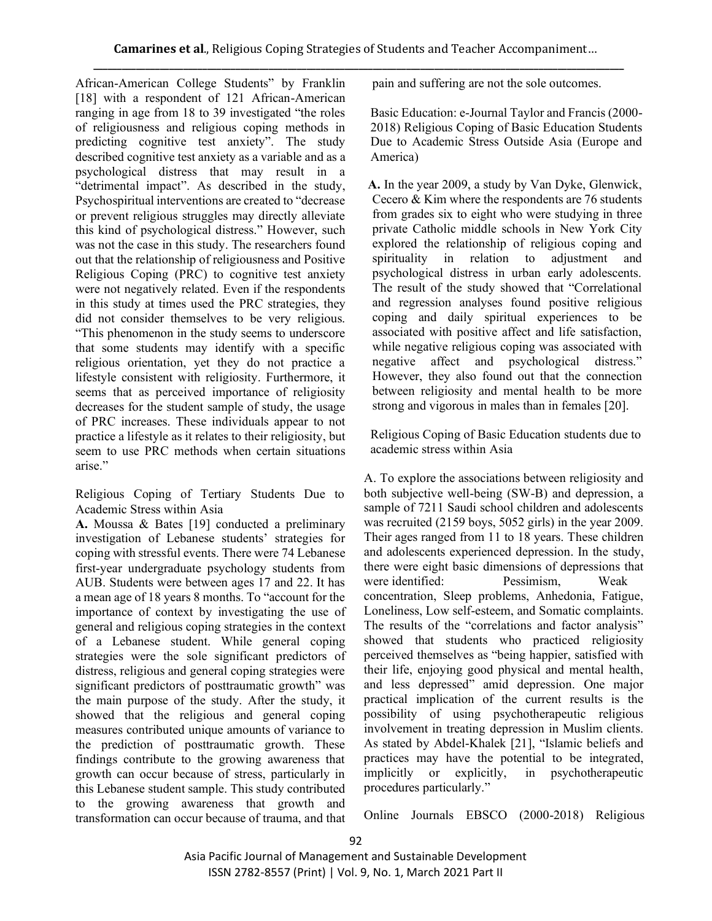African-American College Students" by Franklin [18] with a respondent of 121 African-American ranging in age from 18 to 39 investigated "the roles of religiousness and religious coping methods in predicting cognitive test anxiety". The study described cognitive test anxiety as a variable and as a psychological distress that may result in a "detrimental impact". As described in the study, Psychospiritual interventions are created to "decrease or prevent religious struggles may directly alleviate this kind of psychological distress." However, such was not the case in this study. The researchers found out that the relationship of religiousness and Positive Religious Coping (PRC) to cognitive test anxiety were not negatively related. Even if the respondents in this study at times used the PRC strategies, they did not consider themselves to be very religious. "This phenomenon in the study seems to underscore that some students may identify with a specific religious orientation, yet they do not practice a lifestyle consistent with religiosity. Furthermore, it seems that as perceived importance of religiosity decreases for the student sample of study, the usage of PRC increases. These individuals appear to not practice a lifestyle as it relates to their religiosity, but seem to use PRC methods when certain situations arise."

Religious Coping of Tertiary Students Due to Academic Stress within Asia

**A.** Moussa & Bates [19] conducted a preliminary investigation of Lebanese students' strategies for coping with stressful events. There were 74 Lebanese first-year undergraduate psychology students from AUB. Students were between ages 17 and 22. It has a mean age of 18 years 8 months. To "account for the importance of context by investigating the use of general and religious coping strategies in the context of a Lebanese student. While general coping strategies were the sole significant predictors of distress, religious and general coping strategies were significant predictors of posttraumatic growth" was the main purpose of the study. After the study, it showed that the religious and general coping measures contributed unique amounts of variance to the prediction of posttraumatic growth. These findings contribute to the growing awareness that growth can occur because of stress, particularly in this Lebanese student sample. This study contributed to the growing awareness that growth and transformation can occur because of trauma, and that pain and suffering are not the sole outcomes.

Basic Education: e-Journal Taylor and Francis (2000-2018) Religious Coping of Basic Education Students Due to Academic Stress Outside Asia (Europe and America)

**A.** In the year 2009, a study by Van Dyke, Glenwick, Cecero & Kim where the respondents are 76 students from grades six to eight who were studying in three private Catholic middle schools in New York City explored the relationship of religious coping and spirituality in relation to adjustment and psychological distress in urban early adolescents. The result of the study showed that "Correlational and regression analyses found positive religious coping and daily spiritual experiences to be associated with positive affect and life satisfaction, while negative religious coping was associated with negative affect and psychological distress." However, they also found out that the connection between religiosity and mental health to be more strong and vigorous in males than in females [20].

Religious Coping of Basic Education students due to academic stress within Asia

A. To explore the associations between religiosity and both subjective well-being (SW-B) and depression, a sample of 7211 Saudi school children and adolescents was recruited (2159 boys, 5052 girls) in the year 2009. Their ages ranged from 11 to 18 years. These children and adolescents experienced depression. In the study, there were eight basic dimensions of depressions that were identified: Pessimism, Weak concentration, Sleep problems, Anhedonia, Fatigue, Loneliness, Low self-esteem, and Somatic complaints. The results of the "correlations and factor analysis" showed that students who practiced religiosity perceived themselves as "being happier, satisfied with their life, enjoying good physical and mental health, and less depressed" amid depression. One major practical implication of the current results is the possibility of using psychotherapeutic religious involvement in treating depression in Muslim clients. As stated by Abdel-Khalek [21], "Islamic beliefs and practices may have the potential to be integrated, implicitly or explicitly, in psychotherapeutic procedures particularly."

Online Journals EBSCO (2000-2018) Religious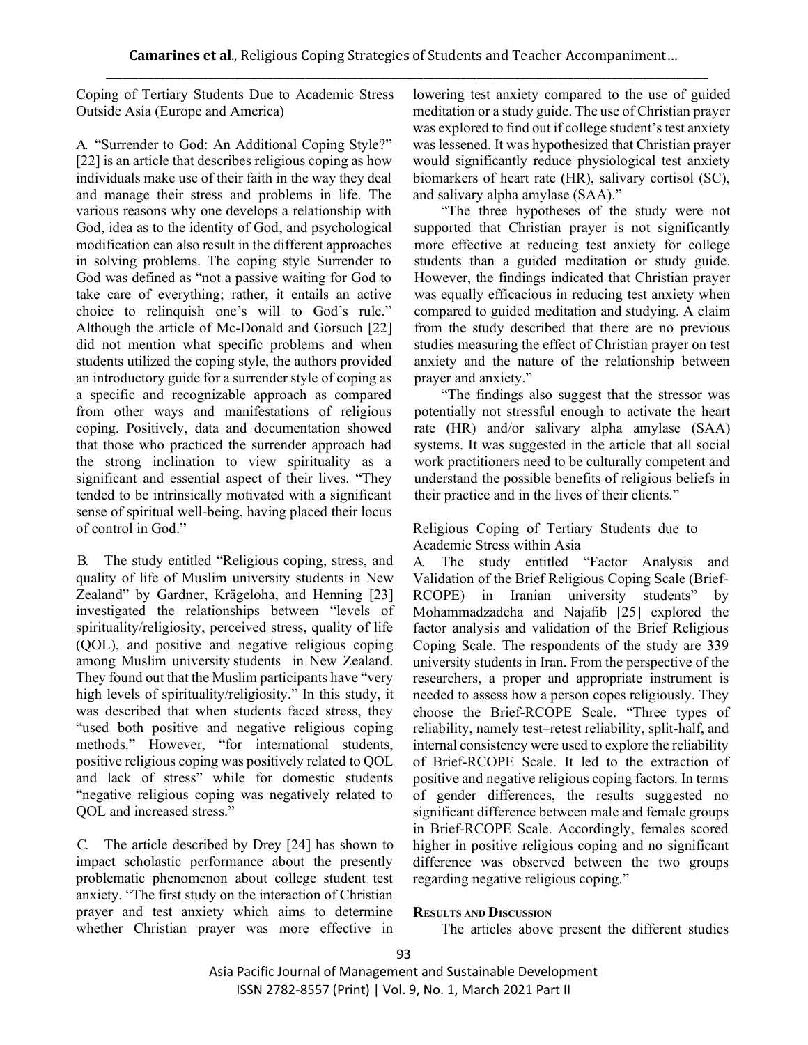Coping of Tertiary Students Due to Academic Stress Outside Asia (Europe and America)

A. "Surrender to God: An Additional Coping Style?" [22] is an article that describes religious coping as how individuals make use of their faith in the way they deal and manage their stress and problems in life. The various reasons why one develops a relationship with God, idea as to the identity of God, and psychological modification can also result in the different approaches in solving problems. The coping style Surrender to God was defined as "not a passive waiting for God to take care of everything; rather, it entails an active choice to relinquish one's will to God's rule." Although the article of Mc-Donald and Gorsuch [22] did not mention what specific problems and when students utilized the coping style, the authors provided an introductory guide for a surrender style of coping as a specific and recognizable approach as compared from other ways and manifestations of religious coping. Positively, data and documentation showed that those who practiced the surrender approach had the strong inclination to view spirituality as a significant and essential aspect of their lives. "They tended to be intrinsically motivated with a significant sense of spiritual well-being, having placed their locus of control in God."

B. The study entitled "Religious coping, stress, and quality of life of Muslim university students in New Zealand" by Gardner, Krägeloha, and Henning [23] investigated the relationships between "levels of spirituality/religiosity, perceived stress, quality of life (QOL), and positive and negative religious coping among Muslim university students in New Zealand. They found out that the Muslim participants have "very high levels of spirituality/religiosity." In this study, it was described that when students faced stress, they "used both positive and negative religious coping methods." However, "for international students, positive religious coping was positively related to QOL and lack of stress" while for domestic students "negative religious coping was negatively related to QOL and increased stress."

C. The article described by Drey [24] has shown to impact scholastic performance about the presently problematic phenomenon about college student test anxiety. "The first study on the interaction of Christian prayer and test anxiety which aims to determine whether Christian prayer was more effective in lowering test anxiety compared to the use of guided meditation or a study guide. The use of Christian prayer was explored to find out if college student's test anxiety was lessened. It was hypothesized that Christian prayer would significantly reduce physiological test anxiety biomarkers of heart rate (HR), salivary cortisol (SC), and salivary alpha amylase (SAA)."

"The three hypotheses of the study were not supported that Christian prayer is not significantly more effective at reducing test anxiety for college students than a guided meditation or study guide. However, the findings indicated that Christian prayer was equally efficacious in reducing test anxiety when compared to guided meditation and studying. A claim from the study described that there are no previous studies measuring the effect of Christian prayer on test anxiety and the nature of the relationship between prayer and anxiety."

"The findings also suggest that the stressor was potentially not stressful enough to activate the heart rate (HR) and/or salivary alpha amylase (SAA) systems. It was suggested in the article that all social work practitioners need to be culturally competent and understand the possible benefits of religious beliefs in their practice and in the lives of their clients."

Religious Coping of Tertiary Students due to Academic Stress within Asia

A. The study entitled "Factor Analysis and Validation of the Brief Religious Coping Scale (Brief-RCOPE) in Iranian university students" by Mohammadzadeha and Najafib [25] explored the factor analysis and validation of the Brief Religious Coping Scale. The respondents of the study are 339 university students in Iran. From the perspective of the researchers, a proper and appropriate instrument is needed to assess how a person copes religiously. They choose the Brief-RCOPE Scale. "Three types of reliability, namely test–retest reliability, split-half, and internal consistency were used to explore the reliability of Brief-RCOPE Scale. It led to the extraction of positive and negative religious coping factors. In terms of gender differences, the results suggested no significant difference between male and female groups in Brief-RCOPE Scale. Accordingly, females scored higher in positive religious coping and no significant difference was observed between the two groups regarding negative religious coping."

## RESULTS AND DISCUSSION

The articles above present the different studies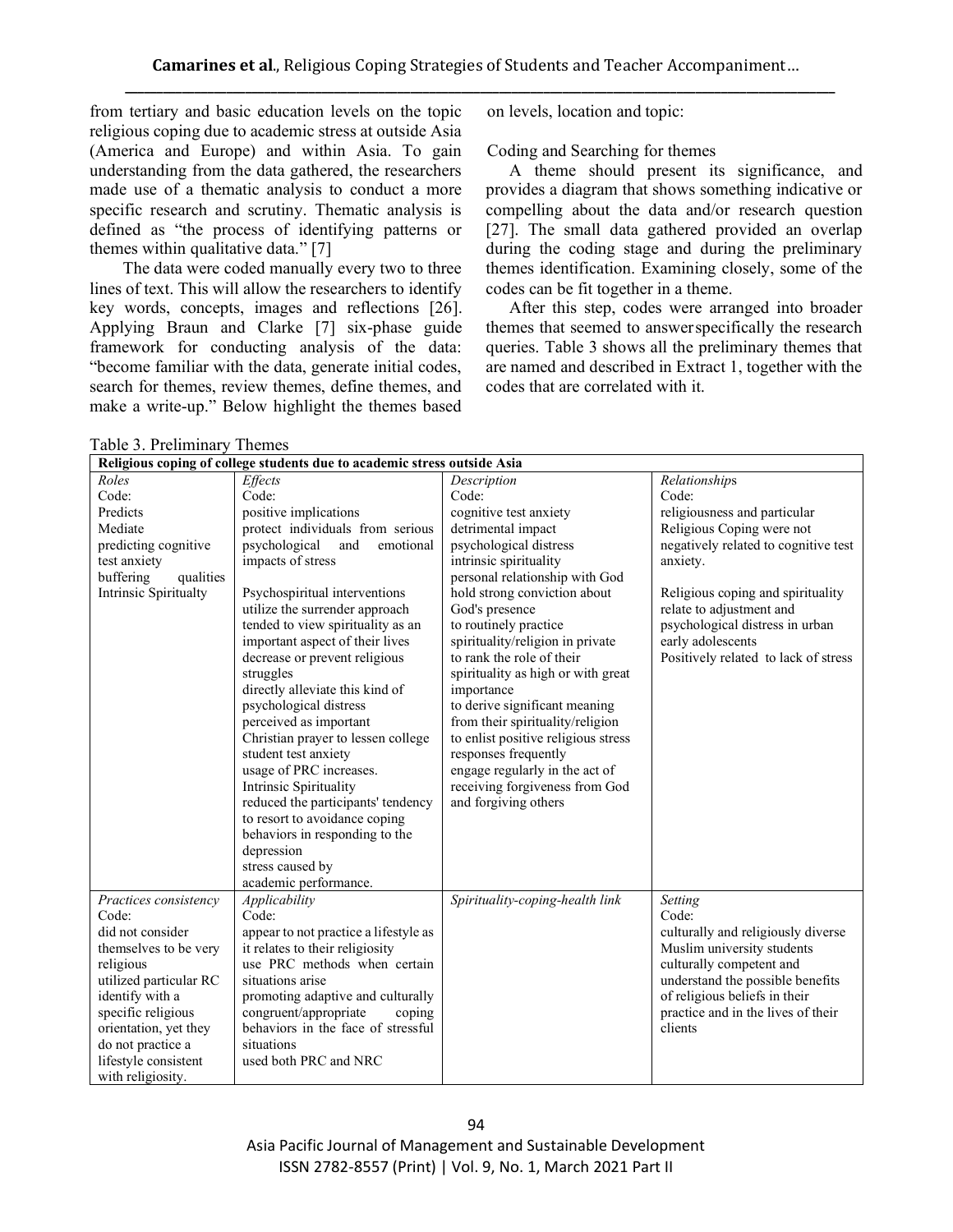from tertiary and basic education levels on the topic religious coping due to academic stress at outside Asia (America and Europe) and within Asia. To gain understanding from the data gathered, the researchers made use of a thematic analysis to conduct a more specific research and scrutiny. Thematic analysis is defined as "the process of identifying patterns or themes within qualitative data." [7]

The data were coded manually every two to three lines of text. This will allow the researchers to identify key words, concepts, images and reflections [26]. Applying Braun and Clarke [7] six-phase guide framework for conducting analysis of the data: "become familiar with the data, generate initial codes, search for themes, review themes, define themes, and make a write-up." Below highlight the themes based on levels, location and topic:

Coding and Searching for themes

A theme should present its significance, and provides a diagram that shows something indicative or compelling about the data and/or research question [27]. The small data gathered provided an overlap during the coding stage and during the preliminary themes identification. Examining closely, some of the codes can be fit together in a theme.

After this step, codes were arranged into broader themes that seemed to answer specifically the research queries. Table 3 shows all the preliminary themes that are named and described in Extract 1, together with the codes that are correlated with it.

Table 3. Preliminary Themes

| **Religious coping of college students due to academic stress outside Asia** | | | |
|---|---|---|---|
| *Roles*<br>Code:<br>Predicts<br>Mediate<br>predicting cognitive test anxiety<br>buffering qualities<br>Intrinsic Spiritualty | *Effects*<br>Code:<br>positive implications<br>protect individuals from serious psychological and emotional impacts of stress<br><br>Psychospiritual interventions<br>utilize the surrender approach<br>tended to view spirituality as an important aspect of their lives<br>decrease or prevent religious struggles<br>directly alleviate this kind of psychological distress<br>perceived as important<br>Christian prayer to lessen college student test anxiety<br>usage of PRC increases.<br>Intrinsic Spirituality<br>reduced the participants' tendency to resort to avoidance coping behaviors in responding to the depression<br>stress caused by academic performance. | *Description*<br>Code:<br>cognitive test anxiety<br>detrimental impact<br>psychological distress<br>intrinsic spirituality<br>personal relationship with God<br>hold strong conviction about God's presence<br>to routinely practice spirituality/religion in private<br>to rank the role of their spirituality as high or with great importance<br>to derive significant meaning from their spirituality/religion<br>to enlist positive religious stress responses frequently<br>engage regularly in the act of receiving forgiveness from God and forgiving others | *Relationships*<br>Code:<br>religiousness and particular Religious Coping were not negatively related to cognitive test anxiety.<br><br>Religious coping and spirituality relate to adjustment and psychological distress in urban early adolescents<br>Positively related to lack of stress |
| *Practices consistency*<br>Code:<br>did not consider themselves to be very religious<br>utilized particular RC identify with a specific religious orientation, yet they do not practice a lifestyle consistent with religiosity. | *Applicability*<br>Code:<br>appear to not practice a lifestyle as it relates to their religiosity<br>use PRC methods when certain situations arise<br>promoting adaptive and culturally congruent/appropriate coping behaviors in the face of stressful situations<br>used both PRC and NRC | *Spirituality-coping-health link* | *Setting*<br>Code:<br>culturally and religiously diverse Muslim university students<br>culturally competent and understand the possible benefits of religious beliefs in their practice and in the lives of their clients |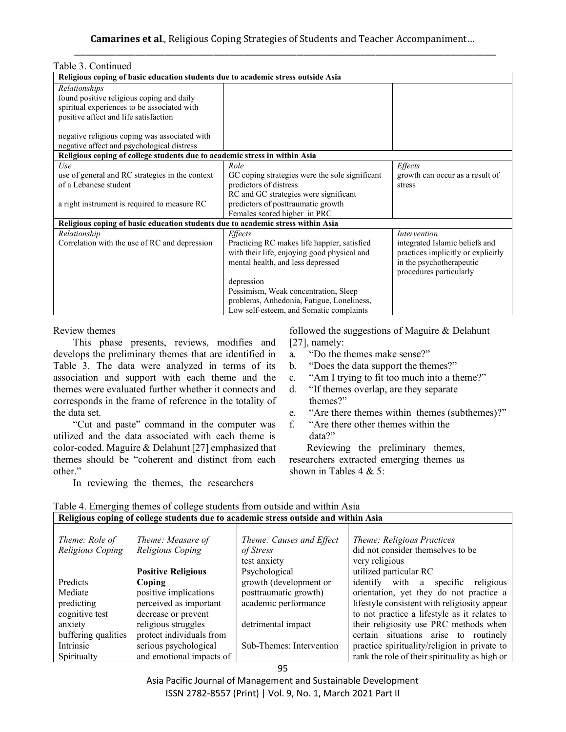Table 3. Continued

| Religious coping of basic education students due to academic stress outside Asia | | |
|---|---|---|
| *Relationships*<br>found positive religious coping and daily spiritual experiences to be associated with positive affect and life satisfaction<br><br>negative religious coping was associated with negative affect and psychological distress | | |
| **Religious coping of college students due to academic stress in within Asia** | | |
| *Use*<br>use of general and RC strategies in the context of a Lebanese student<br><br>a right instrument is required to measure RC | *Role*<br>GC coping strategies were the sole significant predictors of distress<br>RC and GC strategies were significant predictors of posttraumatic growth<br>Females scored higher in PRC | *Effects*<br>growth can occur as a result of stress |
| **Religious coping of basic education students due to academic stress within Asia** | | |
| *Relationship*<br>Correlation with the use of RC and depression | *Effects*<br>Practicing RC makes life happier, satisfied with their life, enjoying good physical and mental health, and less depressed<br><br>depression<br>Pessimism, Weak concentration, Sleep problems, Anhedonia, Fatigue, Loneliness, Low self-esteem, and Somatic complaints | *Intervention*<br>integrated Islamic beliefs and practices implicitly or explicitly in the psychotherapeutic procedures particularly |

Review themes

This phase presents, reviews, modifies and develops the preliminary themes that are identified in Table 3. The data were analyzed in terms of its association and support with each theme and the themes were evaluated further whether it connects and corresponds in the frame of reference in the totality of the data set.

"Cut and paste" command in the computer was utilized and the data associated with each theme is color-coded. Maguire & Delahunt [27] emphasized that themes should be "coherent and distinct from each other."

In reviewing the themes, the researchers followed the suggestions of Maguire & Delahunt [27], namely:

a. "Do the themes make sense?"
b. "Does the data support the themes?"
c. "Am I trying to fit too much into a theme?"
d. "If themes overlap, are they separate themes?"
e. "Are there themes within themes (subthemes)?"
f. "Are there other themes within the data?"

Reviewing the preliminary themes, researchers extracted emerging themes as shown in Tables 4 & 5:

Table 4. Emerging themes of college students from outside and within Asia

| Religious coping of college students due to academic stress outside and within Asia | | | |
|---|---|---|---|
| *Theme: Role of Religious Coping*<br><br>Predicts<br>Mediate<br>predicting<br>cognitive test anxiety<br>buffering qualities<br>Intrinsic<br>Spiritualty | *Theme: Measure of Religious Coping*<br><br>**Positive Religious Coping**<br>positive implications<br>perceived as important<br>decrease or prevent religious struggles<br>protect individuals from serious psychological and emotional impacts of | *Theme: Causes and Effect of Stress*<br>test anxiety<br>Psychological growth (development or posttraumatic growth)<br>academic performance<br><br>detrimental impact<br><br>Sub-Themes: Intervention | *Theme: Religious Practices*<br>did not consider themselves to be very religious<br>utilized particular RC<br>identify with a specific religious orientation, yet they do not practice a lifestyle consistent with religiosity appear to not practice a lifestyle as it relates to their religiosity use PRC methods when certain situations arise to routinely practice spirituality/religion in private to rank the role of their spirituality as high or |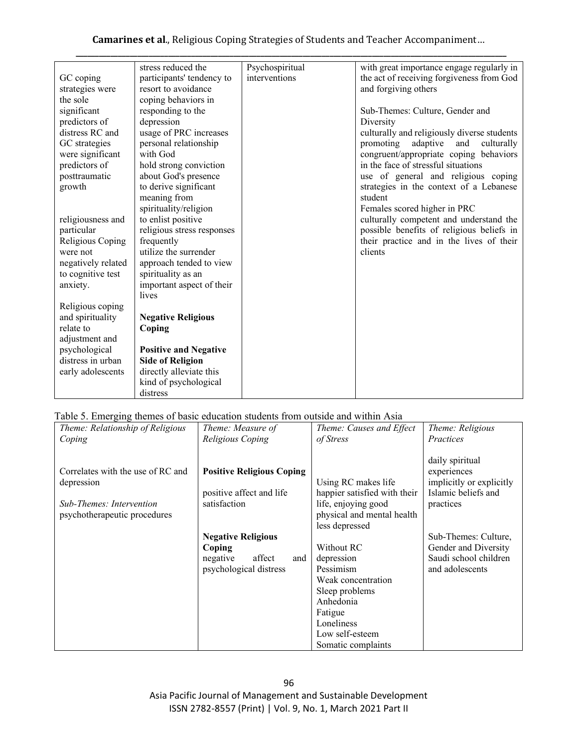| GC coping strategies were the sole significant predictors of distress RC and GC strategies were significant predictors of posttraumatic growth<br><br>religiousness and particular Religious Coping were not negatively related to cognitive test anxiety.<br><br>Religious coping and spirituality relate to adjustment and psychological distress in urban early adolescents | stress reduced the participants' tendency to resort to avoidance coping behaviors in responding to the depression<br>usage of PRC increases personal relationship with God<br>hold strong conviction about God's presence<br>to derive significant meaning from spirituality/religion<br>to enlist positive religious stress responses frequently<br>utilize the surrender approach tended to view spirituality as an important aspect of their lives<br><br>**Negative Religious Coping**<br><br>**Positive and Negative Side of Religion**<br>directly alleviate this kind of psychological distress | Psychospiritual interventions | with great importance engage regularly in the act of receiving forgiveness from God and forgiving others<br><br>Sub-Themes: Culture, Gender and Diversity<br>culturally and religiously diverse students promoting adaptive and culturally congruent/appropriate coping behaviors in the face of stressful situations<br>use of general and religious coping strategies in the context of a Lebanese student<br>Females scored higher in PRC<br>culturally competent and understand the possible benefits of religious beliefs in their practice and in the lives of their clients |
|---|---|---|---|

Table 5. Emerging themes of basic education students from outside and within Asia

| *Theme: Relationship of Religious Coping* | *Theme: Measure of Religious Coping* | *Theme: Causes and Effect of Stress* | *Theme: Religious Practices* |
|---|---|---|---|
| Correlates with the use of RC and depression<br><br>*Sub-Themes: Intervention*<br>psychotherapeutic procedures | **Positive Religious Coping**<br><br>positive affect and life satisfaction<br><br>**Negative Religious Coping**<br>negative affect and psychological distress | Using RC makes life happier satisfied with their life, enjoying good physical and mental health less depressed<br><br>Without RC<br>depression<br>Pessimism<br>Weak concentration<br>Sleep problems<br>Anhedonia<br>Fatigue<br>Loneliness<br>Low self-esteem<br>Somatic complaints | daily spiritual experiences implicitly or explicitly Islamic beliefs and practices<br><br>Sub-Themes: Culture, Gender and Diversity<br>Saudi school children and adolescents |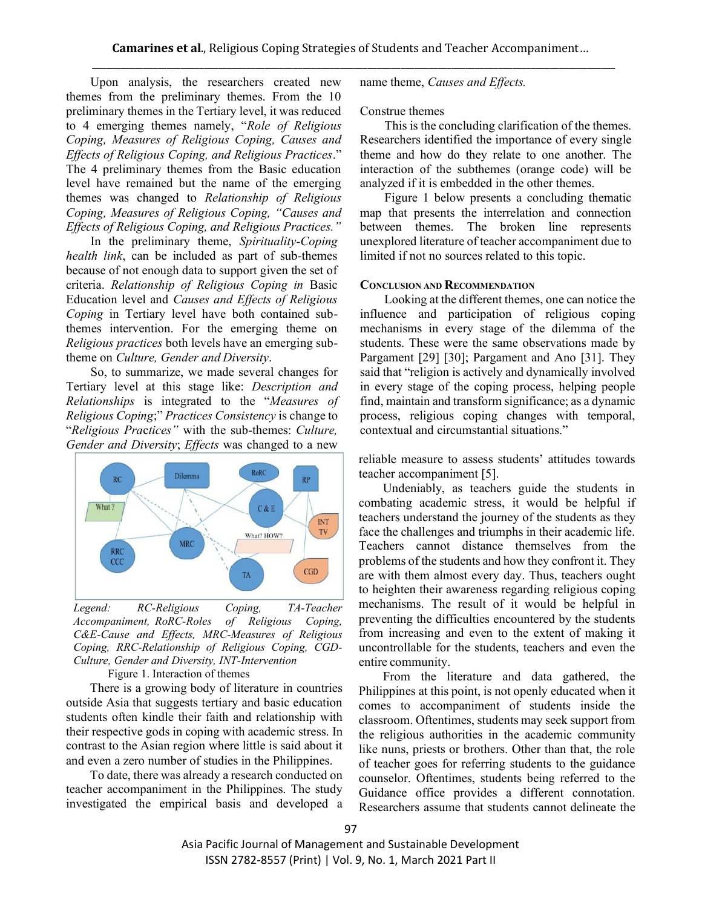Upon analysis, the researchers created new themes from the preliminary themes. From the 10 preliminary themes in the Tertiary level, it was reduced to 4 emerging themes namely, "*Role of Religious Coping, Measures of Religious Coping, Causes and Effects of Religious Coping, and Religious Practices*." The 4 preliminary themes from the Basic education level have remained but the name of the emerging themes was changed to *Relationship of Religious Coping, Measures of Religious Coping, "Causes and Effects of Religious Coping, and Religious Practices."*

In the preliminary theme, *Spirituality-Coping health link*, can be included as part of sub-themes because of not enough data to support given the set of criteria. *Relationship of Religious Coping in* Basic Education level and *Causes and Effects of Religious Coping* in Tertiary level have both contained sub-themes intervention. For the emerging theme on *Religious practices* both levels have an emerging sub-theme on *Culture, Gender and Diversity*.

So, to summarize, we made several changes for Tertiary level at this stage like: *Description and Relationships* is integrated to the "*Measures of Religious Coping*;" *Practices Consistency* is change to "*Religious Practices"* with the sub-themes: *Culture, Gender and Diversity*; *Effects* was changed to a new name theme, *Causes and Effects.*

*Legend: RC-Religious Coping, TA-Teacher Accompaniment, RoRC-Roles of Religious Coping, C&E-Cause and Effects, MRC-Measures of Religious Coping, RRC-Relationship of Religious Coping, CGD-Culture, Gender and Diversity, INT-Intervention*

Figure 1. Interaction of themes

There is a growing body of literature in countries outside Asia that suggests tertiary and basic education students often kindle their faith and relationship with their respective gods in coping with academic stress. In contrast to the Asian region where little is said about it and even a zero number of studies in the Philippines.

To date, there was already a research conducted on teacher accompaniment in the Philippines. The study investigated the empirical basis and developed a reliable measure to assess students' attitudes towards teacher accompaniment [5].

Construe themes

This is the concluding clarification of the themes. Researchers identified the importance of every single theme and how do they relate to one another. The interaction of the subthemes (orange code) will be analyzed if it is embedded in the other themes.

Figure 1 below presents a concluding thematic map that presents the interrelation and connection between themes. The broken line represents unexplored literature of teacher accompaniment due to limited if not no sources related to this topic.

## Conclusion and Recommendation

Looking at the different themes, one can notice the influence and participation of religious coping mechanisms in every stage of the dilemma of the students. These were the same observations made by Pargament [29] [30]; Pargament and Ano [31]. They said that "religion is actively and dynamically involved in every stage of the coping process, helping people find, maintain and transform significance; as a dynamic process, religious coping changes with temporal, contextual and circumstantial situations."

Undeniably, as teachers guide the students in combating academic stress, it would be helpful if teachers understand the journey of the students as they face the challenges and triumphs in their academic life. Teachers cannot distance themselves from the problems of the students and how they confront it. They are with them almost every day. Thus, teachers ought to heighten their awareness regarding religious coping mechanisms. The result of it would be helpful in preventing the difficulties encountered by the students from increasing and even to the extent of making it uncontrollable for the students, teachers and even the entire community.

From the literature and data gathered, the Philippines at this point, is not openly educated when it comes to accompaniment of students inside the classroom. Oftentimes, students may seek support from the religious authorities in the academic community like nuns, priests or brothers. Other than that, the role of teacher goes for referring students to the guidance counselor. Oftentimes, students being referred to the Guidance office provides a different connotation. Researchers assume that students cannot delineate the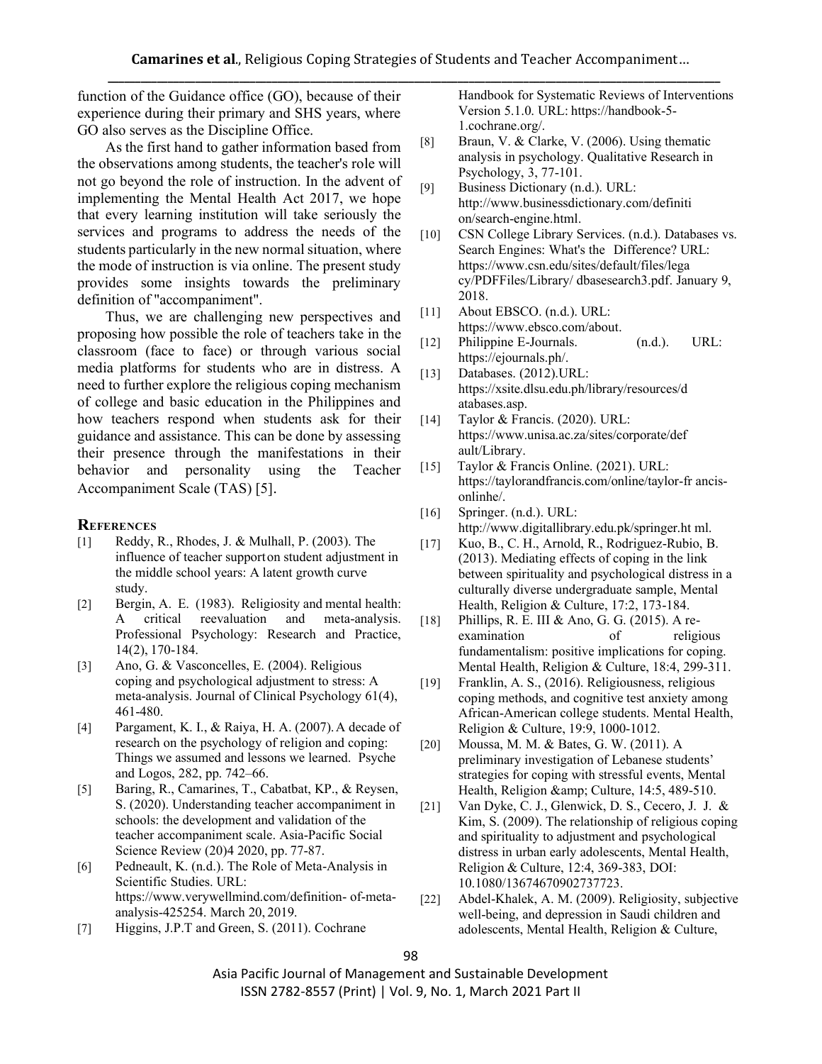function of the Guidance office (GO), because of their experience during their primary and SHS years, where GO also serves as the Discipline Office.

As the first hand to gather information based from the observations among students, the teacher's role will not go beyond the role of instruction. In the advent of implementing the Mental Health Act 2017, we hope that every learning institution will take seriously the services and programs to address the needs of the students particularly in the new normal situation, where the mode of instruction is via online. The present study provides some insights towards the preliminary definition of "accompaniment".

Thus, we are challenging new perspectives and proposing how possible the role of teachers take in the classroom (face to face) or through various social media platforms for students who are in distress. A need to further explore the religious coping mechanism of college and basic education in the Philippines and how teachers respond when students ask for their guidance and assistance. This can be done by assessing their presence through the manifestations in their behavior and personality using the Teacher Accompaniment Scale (TAS) [5].

## References

[1] Reddy, R., Rhodes, J. & Mulhall, P. (2003). The influence of teacher supporton student adjustment in the middle school years: A latent growth curve study.

[2] Bergin, A. E. (1983). Religiosity and mental health: A critical reevaluation and meta-analysis. Professional Psychology: Research and Practice, 14(2), 170-184.

[3] Ano, G. & Vasconcelles, E. (2004). Religious coping and psychological adjustment to stress: A meta-analysis. Journal of Clinical Psychology 61(4), 461-480.

[4] Pargament, K. I., & Raiya, H. A. (2007). A decade of research on the psychology of religion and coping: Things we assumed and lessons we learned. Psyche and Logos, 282, pp. 742–66.

[5] Baring, R., Camarines, T., Cabatbat, KP., & Reysen, S. (2020). Understanding teacher accompaniment in schools: the development and validation of the teacher accompaniment scale. Asia-Pacific Social Science Review (20)4 2020, pp. 77-87.

[6] Pedneault, K. (n.d.). The Role of Meta-Analysis in Scientific Studies. URL: https://www.verywellmind.com/definition- of-meta-analysis-425254. March 20, 2019.

[7] Higgins, J.P.T and Green, S. (2011). Cochrane Handbook for Systematic Reviews of Interventions Version 5.1.0. URL: https://handbook-5-1.cochrane.org/.

[8] Braun, V. & Clarke, V. (2006). Using thematic analysis in psychology. Qualitative Research in Psychology, 3, 77-101.

[9] Business Dictionary (n.d.). URL: http://www.businessdictionary.com/definition/search-engine.html.

[10] CSN College Library Services. (n.d.). Databases vs. Search Engines: What's the Difference? URL: https://www.csn.edu/sites/default/files/legacy/PDFFiles/Library/ dbasesearch3.pdf. January 9, 2018.

[11] About EBSCO. (n.d.). URL: https://www.ebsco.com/about.

[12] Philippine E-Journals. (n.d.). URL: https://ejournals.ph/.

[13] Databases. (2012).URL: https://xsite.dlsu.edu.ph/library/resources/databases.asp.

[14] Taylor & Francis. (2020). URL: https://www.unisa.ac.za/sites/corporate/default/Library.

[15] Taylor & Francis Online. (2021). URL: https://taylorandfrancis.com/online/taylor-fr ancis-onlinhe/.

[16] Springer. (n.d.). URL: http://www.digitallibrary.edu.pk/springer.ht ml.

[17] Kuo, B., C. H., Arnold, R., Rodriguez-Rubio, B. (2013). Mediating effects of coping in the link between spirituality and psychological distress in a culturally diverse undergraduate sample, Mental Health, Religion & Culture, 17:2, 173-184.

[18] Phillips, R. E. III & Ano, G. G. (2015). A re-examination of religious fundamentalism: positive implications for coping. Mental Health, Religion & Culture, 18:4, 299-311.

[19] Franklin, A. S., (2016). Religiousness, religious coping methods, and cognitive test anxiety among African-American college students. Mental Health, Religion & Culture, 19:9, 1000-1012.

[20] Moussa, M. M. & Bates, G. W. (2011). A preliminary investigation of Lebanese students' strategies for coping with stressful events, Mental Health, Religion &amp; Culture, 14:5, 489-510.

[21] Van Dyke, C. J., Glenwick, D. S., Cecero, J. J. & Kim, S. (2009). The relationship of religious coping and spirituality to adjustment and psychological distress in urban early adolescents, Mental Health, Religion & Culture, 12:4, 369-383, DOI: 10.1080/13674670902737723.

[22] Abdel-Khalek, A. M. (2009). Religiosity, subjective well-being, and depression in Saudi children and adolescents, Mental Health, Religion & Culture,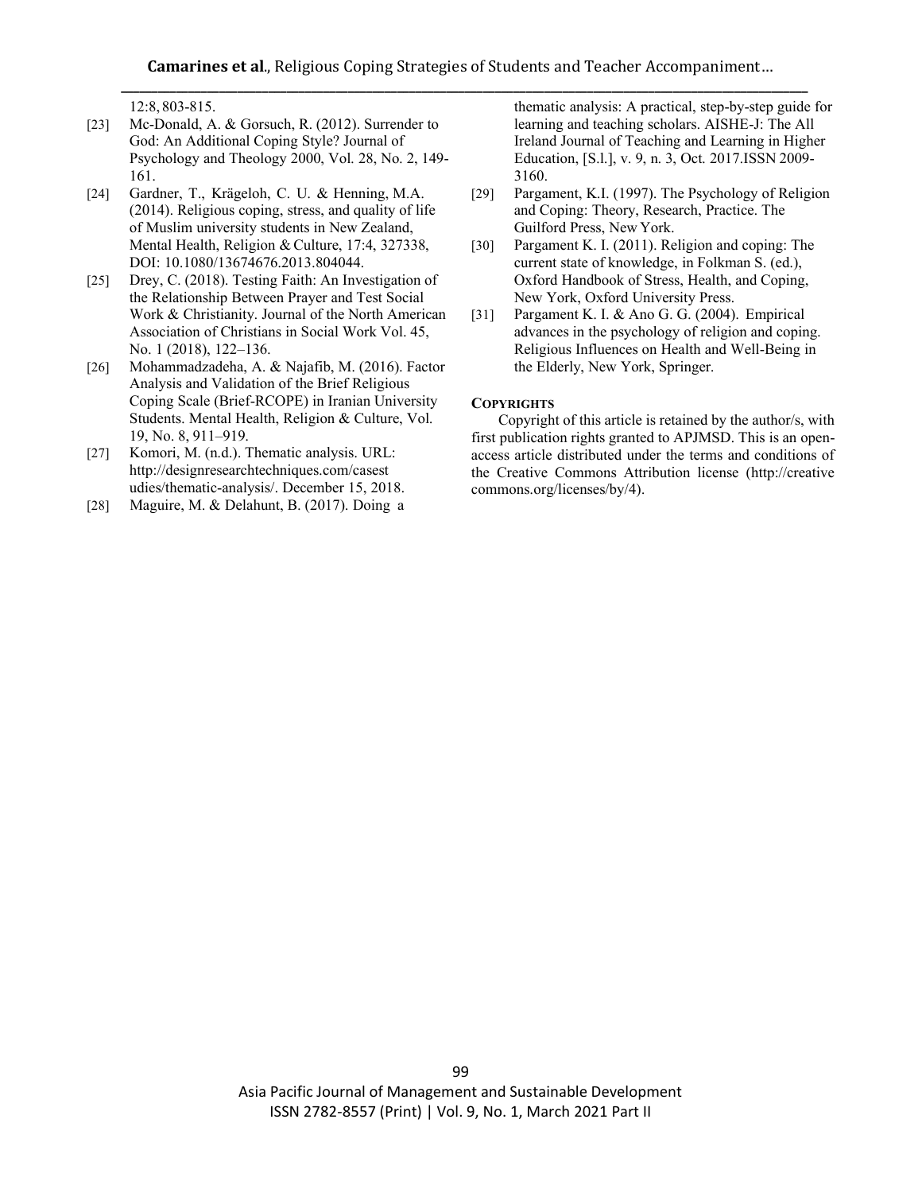12:8, 803-815.

[23] Mc-Donald, A. & Gorsuch, R. (2012). Surrender to God: An Additional Coping Style? Journal of Psychology and Theology 2000, Vol. 28, No. 2, 149-161.

[24] Gardner, T., Krägeloh, C. U. & Henning, M.A. (2014). Religious coping, stress, and quality of life of Muslim university students in New Zealand, Mental Health, Religion & Culture, 17:4, 327338, DOI: 10.1080/13674676.2013.804044.

[25] Drey, C. (2018). Testing Faith: An Investigation of the Relationship Between Prayer and Test Social Work & Christianity. Journal of the North American Association of Christians in Social Work Vol. 45, No. 1 (2018), 122–136.

[26] Mohammadzadeha, A. & Najafib, M. (2016). Factor Analysis and Validation of the Brief Religious Coping Scale (Brief-RCOPE) in Iranian University Students. Mental Health, Religion & Culture, Vol. 19, No. 8, 911–919.

[27] Komori, M. (n.d.). Thematic analysis. URL: http://designresearchtechniques.com/casestudies/thematic-analysis/. December 15, 2018.

[28] Maguire, M. & Delahunt, B. (2017). Doing a thematic analysis: A practical, step-by-step guide for learning and teaching scholars. AISHE-J: The All Ireland Journal of Teaching and Learning in Higher Education, [S.l.], v. 9, n. 3, Oct. 2017.ISSN 2009-3160.

[29] Pargament, K.I. (1997). The Psychology of Religion and Coping: Theory, Research, Practice. The Guilford Press, New York.

[30] Pargament K. I. (2011). Religion and coping: The current state of knowledge, in Folkman S. (ed.), Oxford Handbook of Stress, Health, and Coping, New York, Oxford University Press.

[31] Pargament K. I. & Ano G. G. (2004). Empirical advances in the psychology of religion and coping. Religious Influences on Health and Well-Being in the Elderly, New York, Springer.

#### COPYRIGHTS

Copyright of this article is retained by the author/s, with first publication rights granted to APJMSD. This is an open-access article distributed under the terms and conditions of the Creative Commons Attribution license (http://creativecommons.org/licenses/by/4).